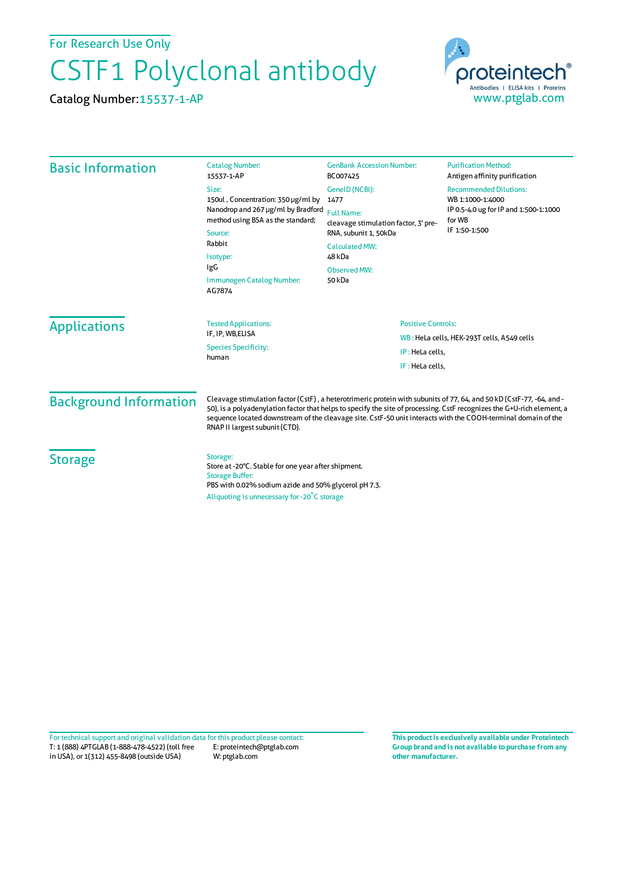For Research Use Only

# CSTF1 Polyclonal antibody

Catalog Number: 15537-1-AP

proteintech®
Antibodies | ELISA kits | Proteins
www.ptglab.com

## Basic Information

**Catalog Number:**
15537-1-AP

**Size:**
150ul , Concentration: 350 μg/ml by Nanodrop and 267 μg/ml by Bradford method using BSA as the standard;

**Source:**
Rabbit

**Isotype:**
IgG

**Immunogen Catalog Number:**
AG7874

**GenBank Accession Number:**
BC007425

**GeneID (NCBI):**
1477

**Full Name:**
cleavage stimulation factor, 3' pre-RNA, subunit 1, 50kDa

**Calculated MW:**
48 kDa

**Observed MW:**
50 kDa

**Purification Method:**
Antigen affinity purification

**Recommended Dilutions:**
WB 1:1000-1:4000
IP 0.5-4.0 ug for IP and 1:500-1:1000 for WB
IF 1:50-1:500

## Applications

**Tested Applications:**
IF, IP, WB,ELISA

**Species Specificity:**
human

**Positive Controls:**
WB : HeLa cells, HEK-293T cells, A549 cells
IP : HeLa cells,
IF : HeLa cells,

## Background Information

Cleavage stimulation factor (CstF) , a heterotrimeric protein with subunits of 77, 64, and 50 kD (CstF-77, -64, and -50), is a polyadenylation factor that helps to specify the site of processing. CstF recognizes the G+U-rich element, a sequence located downstream of the cleavage site. CstF-50 unit interacts with the COOH-terminal domain of the RNAP II largest subunit (CTD).

## Storage

**Storage:**
Store at -20°C. Stable for one year after shipment.

**Storage Buffer:**
PBS with 0.02% sodium azide and 50% glycerol pH 7.3.

Aliquoting is unnecessary for -20°C storage

For technical support and original validation data for this product please contact:
T: 1 (888) 4PTGLAB (1-888-478-4522) (toll free in USA), or 1(312) 455-8498 (outside USA)
E: proteintech@ptglab.com
W: ptglab.com

**This product is exclusively available under Proteintech Group brand and is not available to purchase from any other manufacturer.**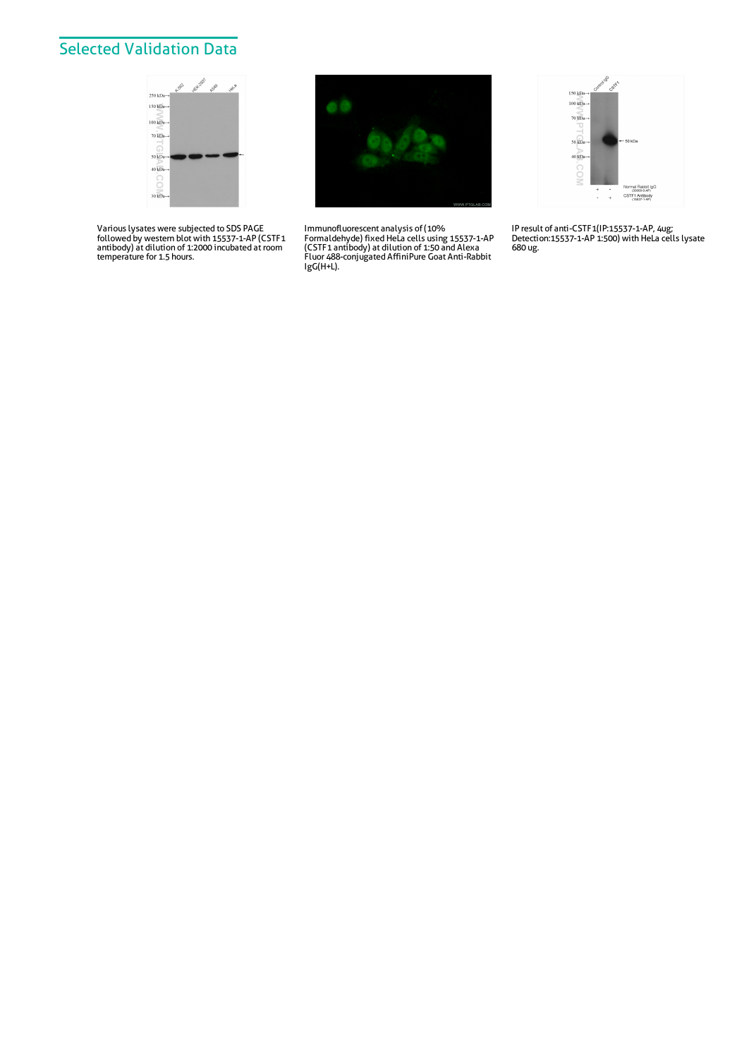## Selected Validation Data

250 kDa
150 kDa
100 kDa
70 kDa
50 kDa
40 kDa
30 kDa
K-562
HEK-293T
A549
HeLa

Various lysates were subjected to SDS PAGE followed by western blot with 15537-1-AP (CSTF1 antibody) at dilution of 1:2000 incubated at room temperature for 1.5 hours.

Immunofluorescent analysis of (10% Formaldehyde) fixed HeLa cells using 15537-1-AP (CSTF1 antibody) at dilution of 1:50 and Alexa Fluor 488-conjugated AffiniPure Goat Anti-Rabbit IgG(H+L).

150 kDa
100 kDa
70 kDa
50 kDa
40 kDa
Control IgG
CSTF1
50 kDa
Normal Rabbit IgG (30000-0-AP)
CSTF1 Antibody (15537-1-AP)

IP result of anti-CSTF1(IP:15537-1-AP, 4ug; Detection:15537-1-AP 1:500) with HeLa cells lysate 680 ug.